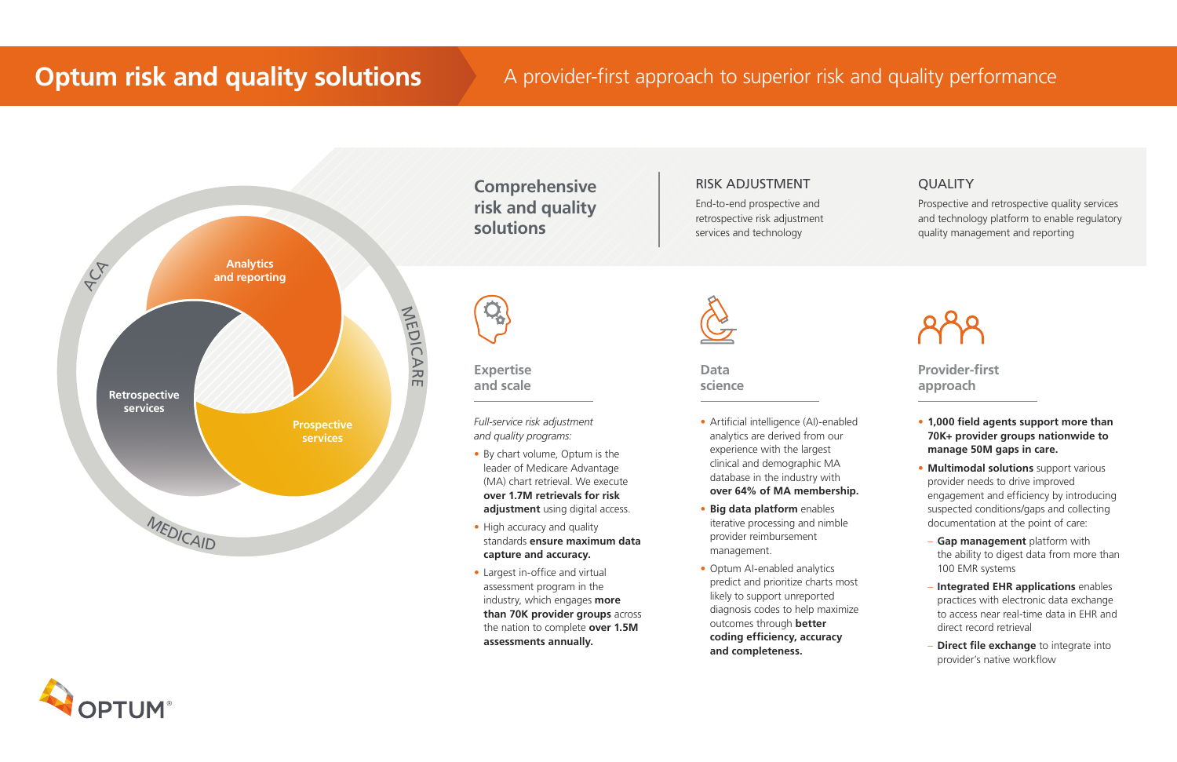# Optum risk and quality solutions

A provider-first approach to superior risk and quality performance

ACA

MEDICARE

MEDICAID

Analytics and reporting

Retrospective services

Prospective services

## Comprehensive risk and quality solutions

### RISK ADJUSTMENT

End-to-end prospective and retrospective risk adjustment services and technology

### QUALITY

Prospective and retrospective quality services and technology platform to enable regulatory quality management and reporting

### Expertise and scale

*Full-service risk adjustment and quality programs:*

- By chart volume, Optum is the leader of Medicare Advantage (MA) chart retrieval. We execute **over 1.7M retrievals for risk adjustment** using digital access.
- High accuracy and quality standards **ensure maximum data capture and accuracy.**
- Largest in-office and virtual assessment program in the industry, which engages **more than 70K provider groups** across the nation to complete **over 1.5M assessments annually.**

### Data science

- Artificial intelligence (AI)-enabled analytics are derived from our experience with the largest clinical and demographic MA database in the industry with **over 64% of MA membership.**
- **Big data platform** enables iterative processing and nimble provider reimbursement management.
- Optum AI-enabled analytics predict and prioritize charts most likely to support unreported diagnosis codes to help maximize outcomes through **better coding efficiency, accuracy and completeness.**

### Provider-first approach

- **1,000 field agents support more than 70K+ provider groups nationwide to manage 50M gaps in care.**
- **Multimodal solutions** support various provider needs to drive improved engagement and efficiency by introducing suspected conditions/gaps and collecting documentation at the point of care:
  - **Gap management** platform with the ability to digest data from more than 100 EMR systems
  - **Integrated EHR applications** enables practices with electronic data exchange to access near real-time data in EHR and direct record retrieval
  - **Direct file exchange** to integrate into provider's native workflow

OPTUM®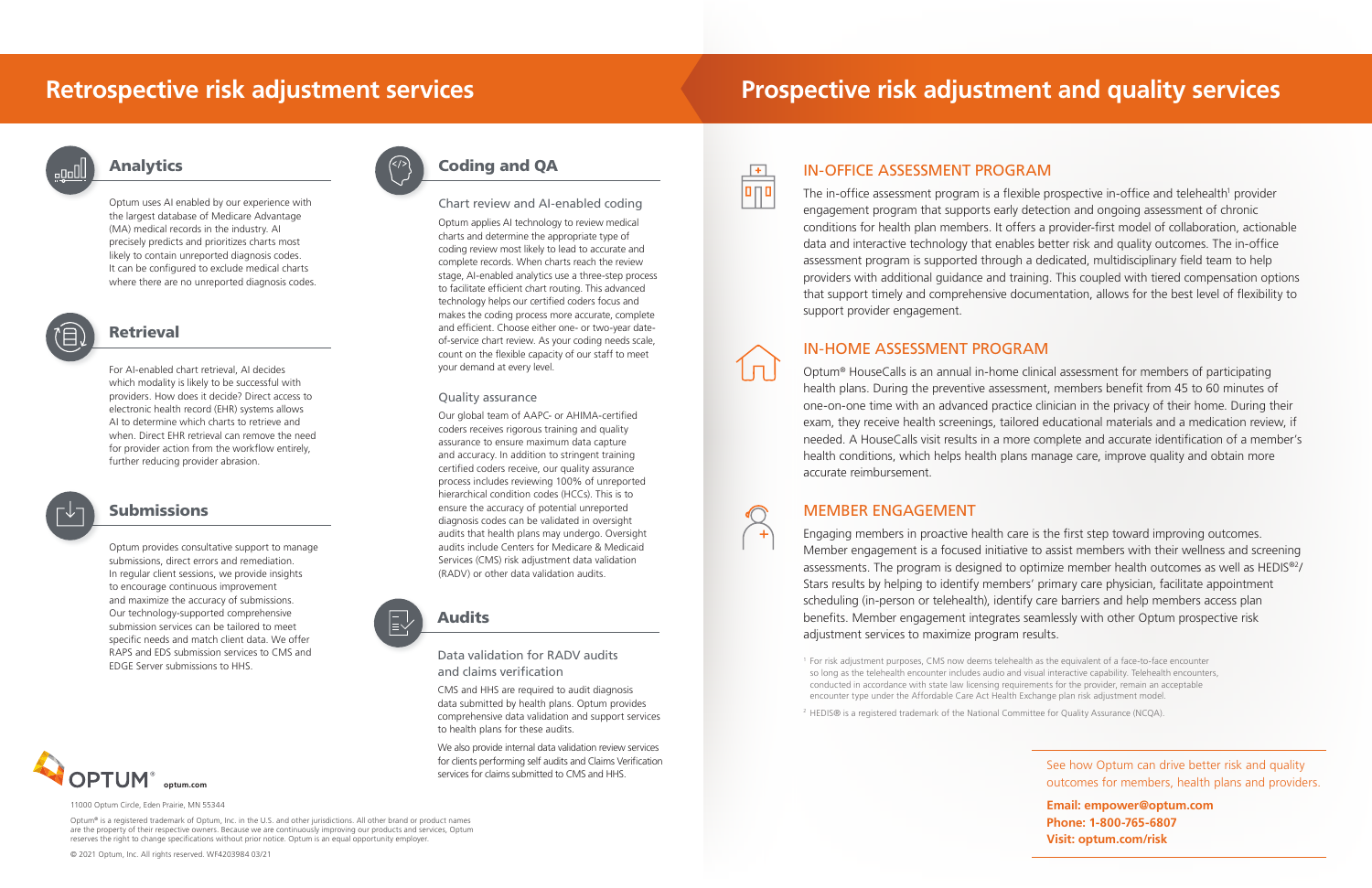# Retrospective risk adjustment services

## Analytics

Optum uses AI enabled by our experience with the largest database of Medicare Advantage (MA) medical records in the industry. AI precisely predicts and prioritizes charts most likely to contain unreported diagnosis codes. It can be configured to exclude medical charts where there are no unreported diagnosis codes.

## Retrieval

For AI-enabled chart retrieval, AI decides which modality is likely to be successful with providers. How does it decide? Direct access to electronic health record (EHR) systems allows AI to determine which charts to retrieve and when. Direct EHR retrieval can remove the need for provider action from the workflow entirely, further reducing provider abrasion.

## Submissions

Optum provides consultative support to manage submissions, direct errors and remediation. In regular client sessions, we provide insights to encourage continuous improvement and maximize the accuracy of submissions. Our technology-supported comprehensive submission services can be tailored to meet specific needs and match client data. We offer RAPS and EDS submission services to CMS and EDGE Server submissions to HHS.

## Coding and QA

### Chart review and AI-enabled coding

Optum applies AI technology to review medical charts and determine the appropriate type of coding review most likely to lead to accurate and complete records. When charts reach the review stage, AI-enabled analytics use a three-step process to facilitate efficient chart routing. This advanced technology helps our certified coders focus and makes the coding process more accurate, complete and efficient. Choose either one- or two-year date-of-service chart review. As your coding needs scale, count on the flexible capacity of our staff to meet your demand at every level.

### Quality assurance

Our global team of AAPC- or AHIMA-certified coders receives rigorous training and quality assurance to ensure maximum data capture and accuracy. In addition to stringent training certified coders receive, our quality assurance process includes reviewing 100% of unreported hierarchical condition codes (HCCs). This is to ensure the accuracy of potential unreported diagnosis codes can be validated in oversight audits that health plans may undergo. Oversight audits include Centers for Medicare & Medicaid Services (CMS) risk adjustment data validation (RADV) or other data validation audits.

## Audits

### Data validation for RADV audits and claims verification

CMS and HHS are required to audit diagnosis data submitted by health plans. Optum provides comprehensive data validation and support services to health plans for these audits.

We also provide internal data validation review services for clients performing self audits and Claims Verification services for claims submitted to CMS and HHS.

OPTUM® optum.com

11000 Optum Circle, Eden Prairie, MN 55344

Optum® is a registered trademark of Optum, Inc. in the U.S. and other jurisdictions. All other brand or product names are the property of their respective owners. Because we are continuously improving our products and services, Optum reserves the right to change specifications without prior notice. Optum is an equal opportunity employer.

© 2021 Optum, Inc. All rights reserved. WF4203984 03/21

# Prospective risk adjustment and quality services

## IN-OFFICE ASSESSMENT PROGRAM

The in-office assessment program is a flexible prospective in-office and telehealth[1] provider engagement program that supports early detection and ongoing assessment of chronic conditions for health plan members. It offers a provider-first model of collaboration, actionable data and interactive technology that enables better risk and quality outcomes. The in-office assessment program is supported through a dedicated, multidisciplinary field team to help providers with additional guidance and training. This coupled with tiered compensation options that support timely and comprehensive documentation, allows for the best level of flexibility to support provider engagement.

## IN-HOME ASSESSMENT PROGRAM

Optum® HouseCalls is an annual in-home clinical assessment for members of participating health plans. During the preventive assessment, members benefit from 45 to 60 minutes of one-on-one time with an advanced practice clinician in the privacy of their home. During their exam, they receive health screenings, tailored educational materials and a medication review, if needed. A HouseCalls visit results in a more complete and accurate identification of a member's health conditions, which helps health plans manage care, improve quality and obtain more accurate reimbursement.

## MEMBER ENGAGEMENT

Engaging members in proactive health care is the first step toward improving outcomes. Member engagement is a focused initiative to assist members with their wellness and screening assessments. The program is designed to optimize member health outcomes as well as HEDIS®[2]/Stars results by helping to identify members' primary care physician, facilitate appointment scheduling (in-person or telehealth), identify care barriers and help members access plan benefits. Member engagement integrates seamlessly with other Optum prospective risk adjustment services to maximize program results.

[1] For risk adjustment purposes, CMS now deems telehealth as the equivalent of a face-to-face encounter so long as the telehealth encounter includes audio and visual interactive capability. Telehealth encounters, conducted in accordance with state law licensing requirements for the provider, remain an acceptable encounter type under the Affordable Care Act Health Exchange plan risk adjustment model.

[2] HEDIS® is a registered trademark of the National Committee for Quality Assurance (NCQA).

See how Optum can drive better risk and quality outcomes for members, health plans and providers.

**Email: empower@optum.com**
**Phone: 1-800-765-6807**
**Visit: optum.com/risk**